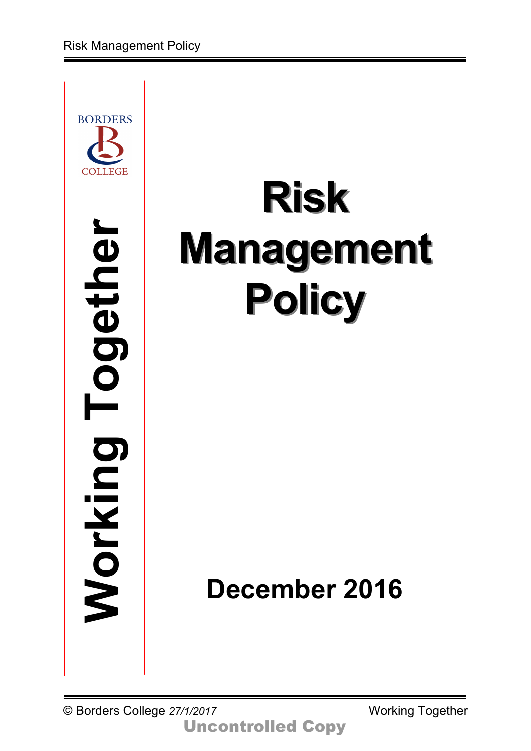BORDERS COLLEGE

**Working Together**

# Risk Management Policy

**December 2016**

© Borders College *27/1/2017*

**Uncontrolled Copy**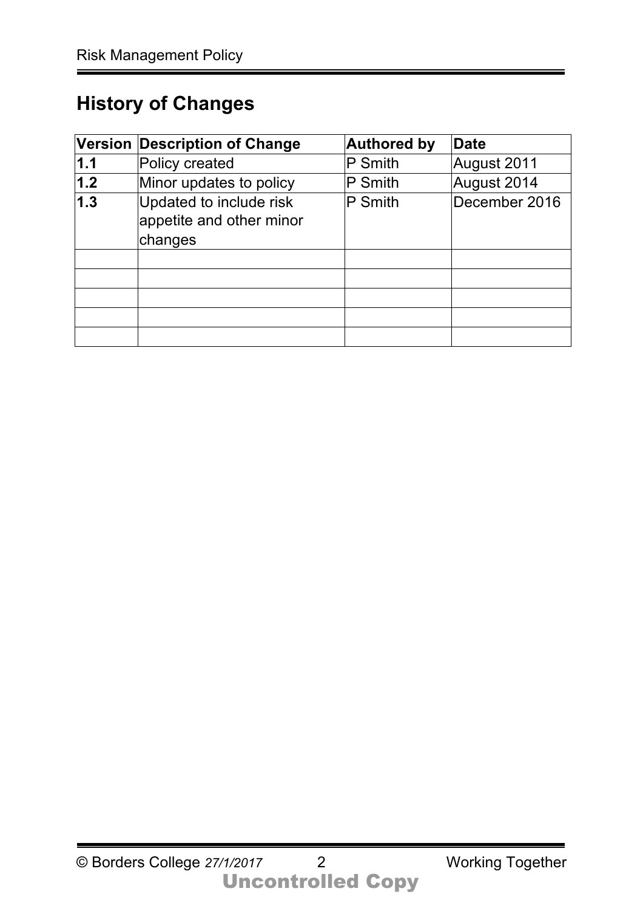## History of Changes

| Version | Description of Change | Authored by | Date |
|---|---|---|---|
| **1.1** | Policy created | P Smith | August 2011 |
| **1.2** | Minor updates to policy | P Smith | August 2014 |
| **1.3** | Updated to include risk appetite and other minor changes | P Smith | December 2016 |
| | | | |
| | | | |
| | | | |
| | | | |
| | | | |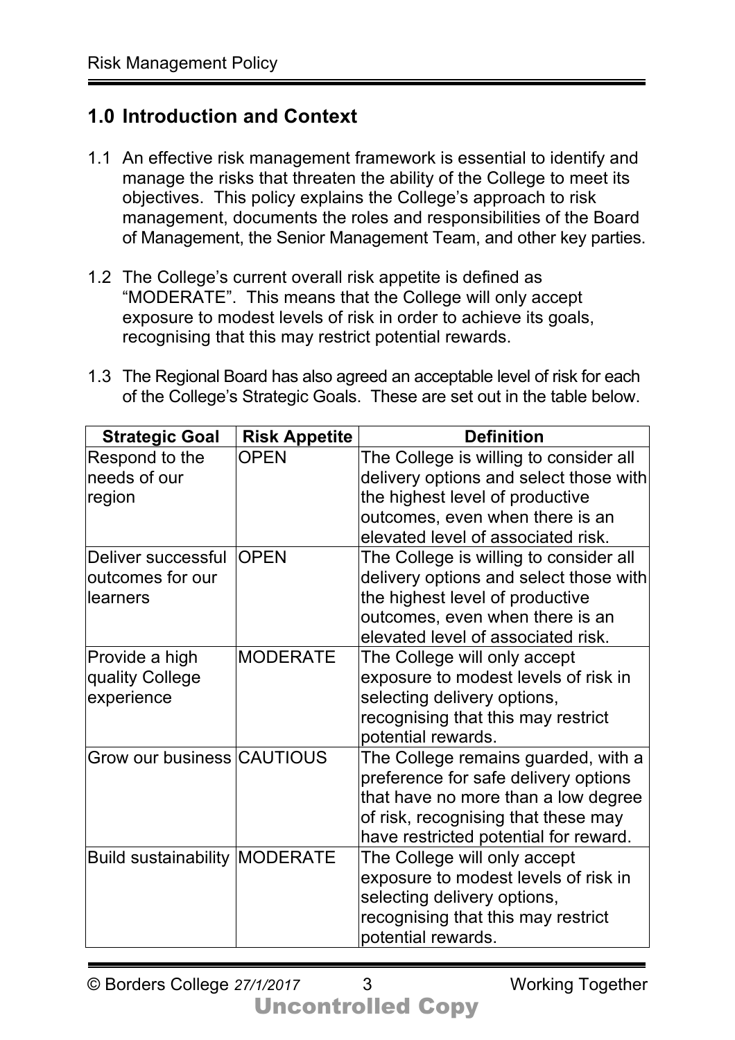## 1.0 Introduction and Context

1.1 An effective risk management framework is essential to identify and manage the risks that threaten the ability of the College to meet its objectives. This policy explains the College's approach to risk management, documents the roles and responsibilities of the Board of Management, the Senior Management Team, and other key parties.

1.2 The College's current overall risk appetite is defined as "MODERATE". This means that the College will only accept exposure to modest levels of risk in order to achieve its goals, recognising that this may restrict potential rewards.

1.3 The Regional Board has also agreed an acceptable level of risk for each of the College's Strategic Goals. These are set out in the table below.

| Strategic Goal | Risk Appetite | Definition |
| --- | --- | --- |
| Respond to the needs of our region | OPEN | The College is willing to consider all delivery options and select those with the highest level of productive outcomes, even when there is an elevated level of associated risk. |
| Deliver successful outcomes for our learners | OPEN | The College is willing to consider all delivery options and select those with the highest level of productive outcomes, even when there is an elevated level of associated risk. |
| Provide a high quality College experience | MODERATE | The College will only accept exposure to modest levels of risk in selecting delivery options, recognising that this may restrict potential rewards. |
| Grow our business | CAUTIOUS | The College remains guarded, with a preference for safe delivery options that have no more than a low degree of risk, recognising that these may have restricted potential for reward. |
| Build sustainability | MODERATE | The College will only accept exposure to modest levels of risk in selecting delivery options, recognising that this may restrict potential rewards. |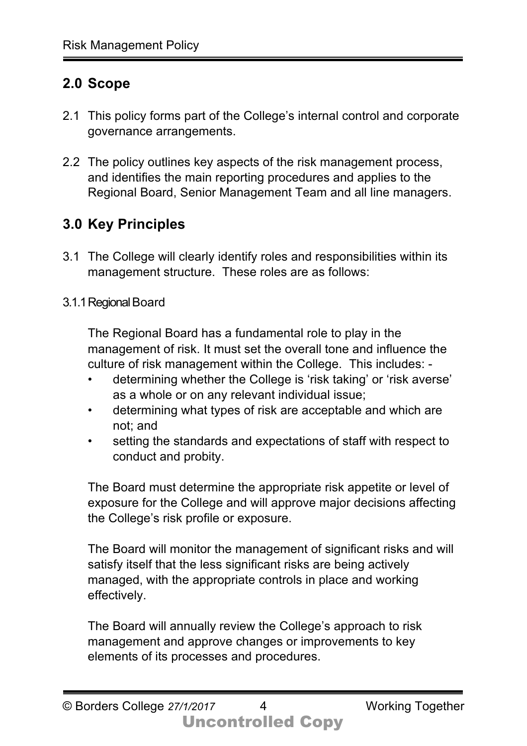## 2.0 Scope

2.1 This policy forms part of the College's internal control and corporate governance arrangements.

2.2 The policy outlines key aspects of the risk management process, and identifies the main reporting procedures and applies to the Regional Board, Senior Management Team and all line managers.

## 3.0 Key Principles

3.1 The College will clearly identify roles and responsibilities within its management structure. These roles are as follows:

### 3.1.1 Regional Board

The Regional Board has a fundamental role to play in the management of risk. It must set the overall tone and influence the culture of risk management within the College. This includes: -

- determining whether the College is 'risk taking' or 'risk averse' as a whole or on any relevant individual issue;
- determining what types of risk are acceptable and which are not; and
- setting the standards and expectations of staff with respect to conduct and probity.

The Board must determine the appropriate risk appetite or level of exposure for the College and will approve major decisions affecting the College's risk profile or exposure.

The Board will monitor the management of significant risks and will satisfy itself that the less significant risks are being actively managed, with the appropriate controls in place and working effectively.

The Board will annually review the College's approach to risk management and approve changes or improvements to key elements of its processes and procedures.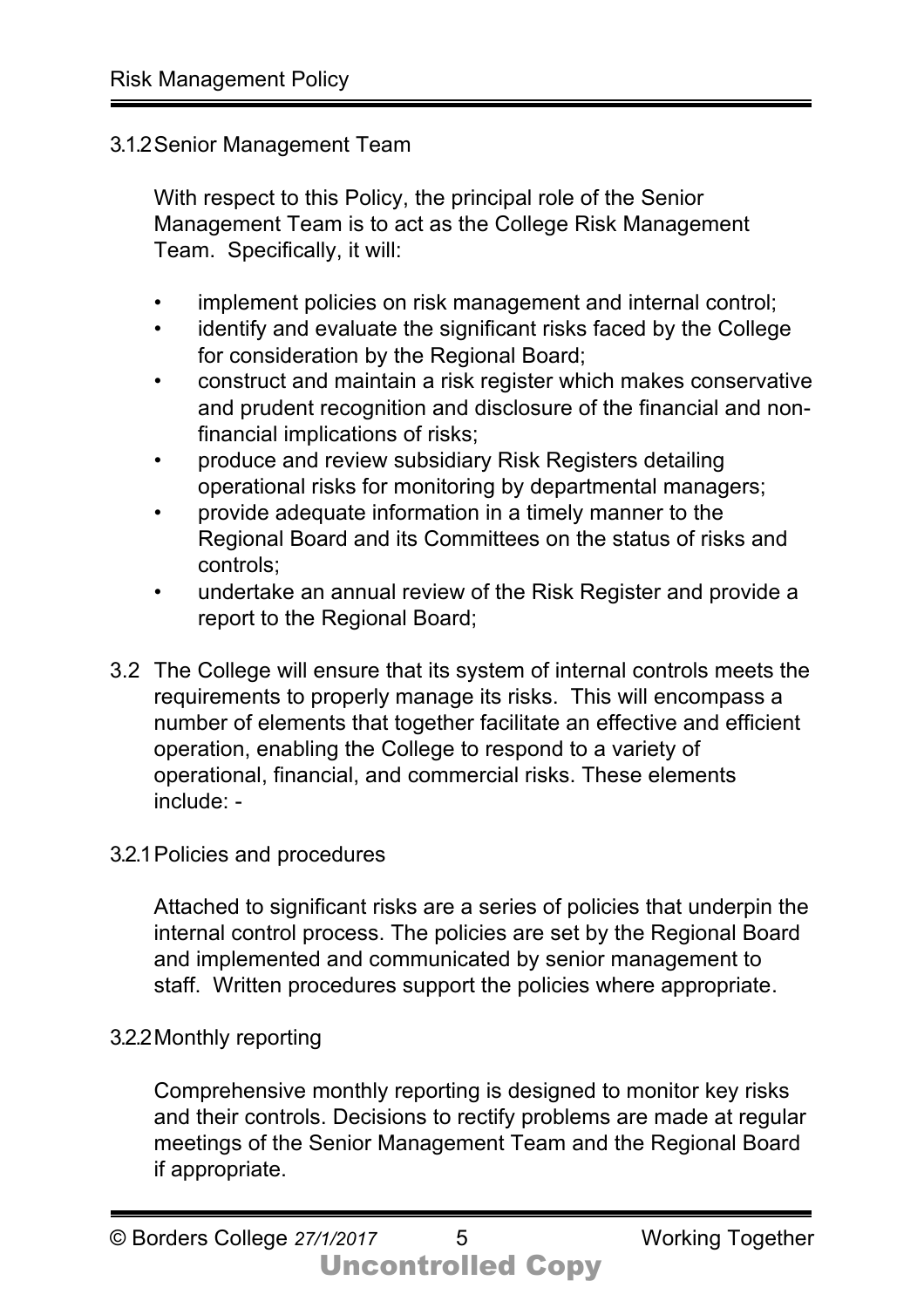### 3.1.2 Senior Management Team

With respect to this Policy, the principal role of the Senior Management Team is to act as the College Risk Management Team. Specifically, it will:

- implement policies on risk management and internal control;
- identify and evaluate the significant risks faced by the College for consideration by the Regional Board;
- construct and maintain a risk register which makes conservative and prudent recognition and disclosure of the financial and non-financial implications of risks;
- produce and review subsidiary Risk Registers detailing operational risks for monitoring by departmental managers;
- provide adequate information in a timely manner to the Regional Board and its Committees on the status of risks and controls;
- undertake an annual review of the Risk Register and provide a report to the Regional Board;

3.2 The College will ensure that its system of internal controls meets the requirements to properly manage its risks. This will encompass a number of elements that together facilitate an effective and efficient operation, enabling the College to respond to a variety of operational, financial, and commercial risks. These elements include: -

### 3.2.1 Policies and procedures

Attached to significant risks are a series of policies that underpin the internal control process. The policies are set by the Regional Board and implemented and communicated by senior management to staff. Written procedures support the policies where appropriate.

### 3.2.2 Monthly reporting

Comprehensive monthly reporting is designed to monitor key risks and their controls. Decisions to rectify problems are made at regular meetings of the Senior Management Team and the Regional Board if appropriate.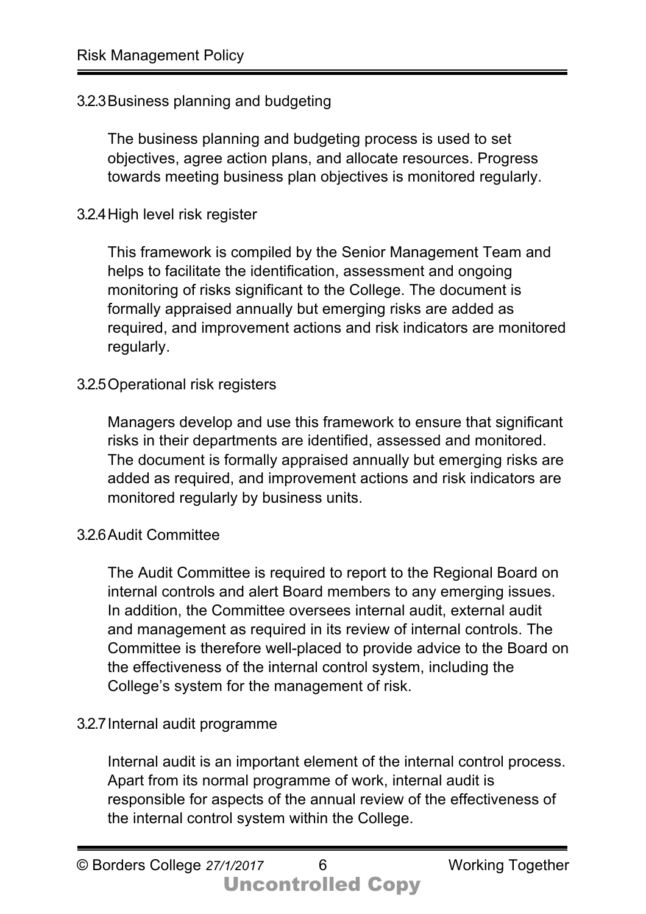### 3.2.3 Business planning and budgeting

The business planning and budgeting process is used to set objectives, agree action plans, and allocate resources. Progress towards meeting business plan objectives is monitored regularly.

### 3.2.4 High level risk register

This framework is compiled by the Senior Management Team and helps to facilitate the identification, assessment and ongoing monitoring of risks significant to the College. The document is formally appraised annually but emerging risks are added as required, and improvement actions and risk indicators are monitored regularly.

### 3.2.5 Operational risk registers

Managers develop and use this framework to ensure that significant risks in their departments are identified, assessed and monitored. The document is formally appraised annually but emerging risks are added as required, and improvement actions and risk indicators are monitored regularly by business units.

### 3.2.6 Audit Committee

The Audit Committee is required to report to the Regional Board on internal controls and alert Board members to any emerging issues. In addition, the Committee oversees internal audit, external audit and management as required in its review of internal controls. The Committee is therefore well-placed to provide advice to the Board on the effectiveness of the internal control system, including the College's system for the management of risk.

### 3.2.7 Internal audit programme

Internal audit is an important element of the internal control process. Apart from its normal programme of work, internal audit is responsible for aspects of the annual review of the effectiveness of the internal control system within the College.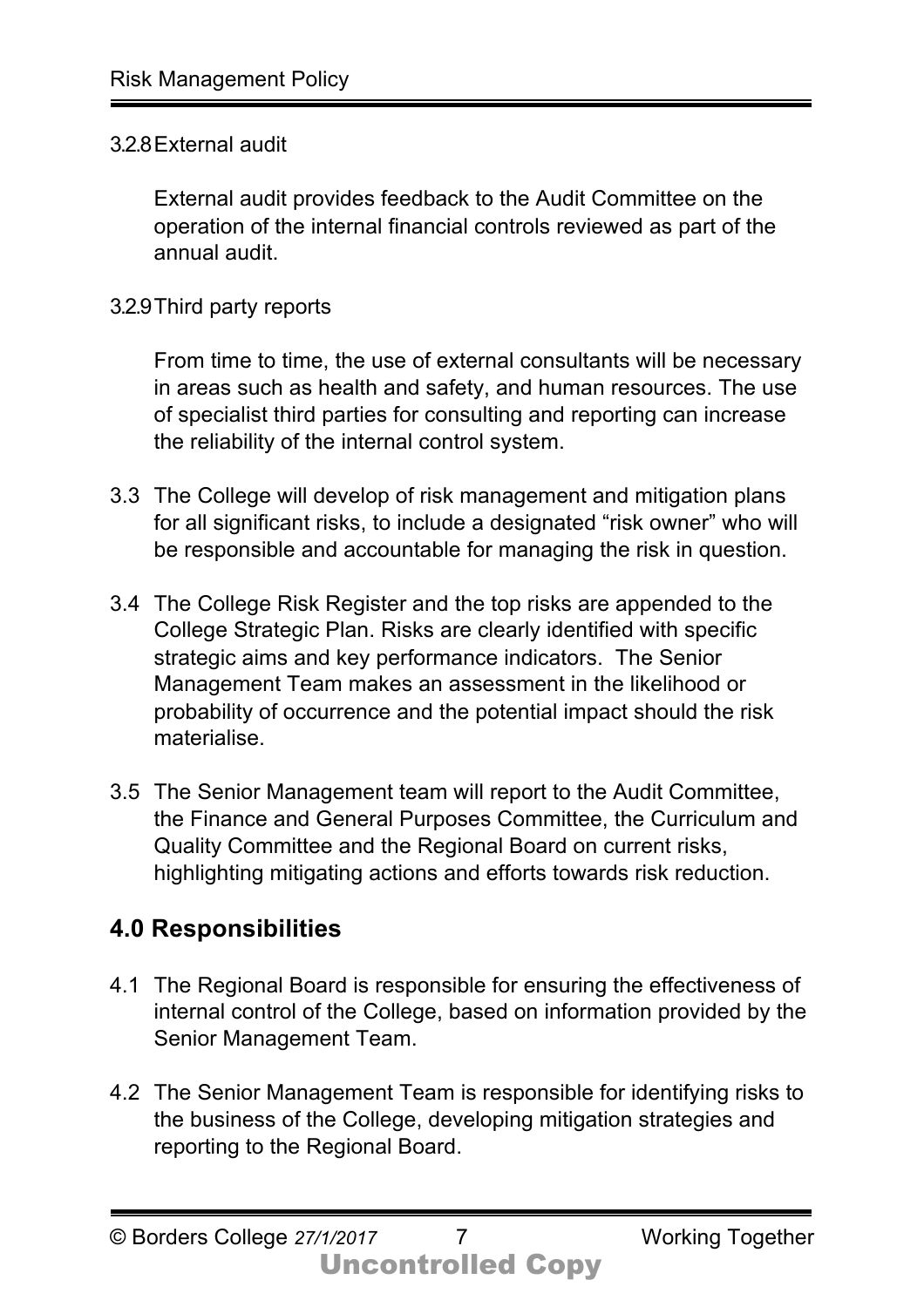3.2.8 External audit

External audit provides feedback to the Audit Committee on the operation of the internal financial controls reviewed as part of the annual audit.

3.2.9 Third party reports

From time to time, the use of external consultants will be necessary in areas such as health and safety, and human resources. The use of specialist third parties for consulting and reporting can increase the reliability of the internal control system.

3.3 The College will develop of risk management and mitigation plans for all significant risks, to include a designated “risk owner” who will be responsible and accountable for managing the risk in question.

3.4 The College Risk Register and the top risks are appended to the College Strategic Plan. Risks are clearly identified with specific strategic aims and key performance indicators. The Senior Management Team makes an assessment in the likelihood or probability of occurrence and the potential impact should the risk materialise.

3.5 The Senior Management team will report to the Audit Committee, the Finance and General Purposes Committee, the Curriculum and Quality Committee and the Regional Board on current risks, highlighting mitigating actions and efforts towards risk reduction.

## 4.0 Responsibilities

4.1 The Regional Board is responsible for ensuring the effectiveness of internal control of the College, based on information provided by the Senior Management Team.

4.2 The Senior Management Team is responsible for identifying risks to the business of the College, developing mitigation strategies and reporting to the Regional Board.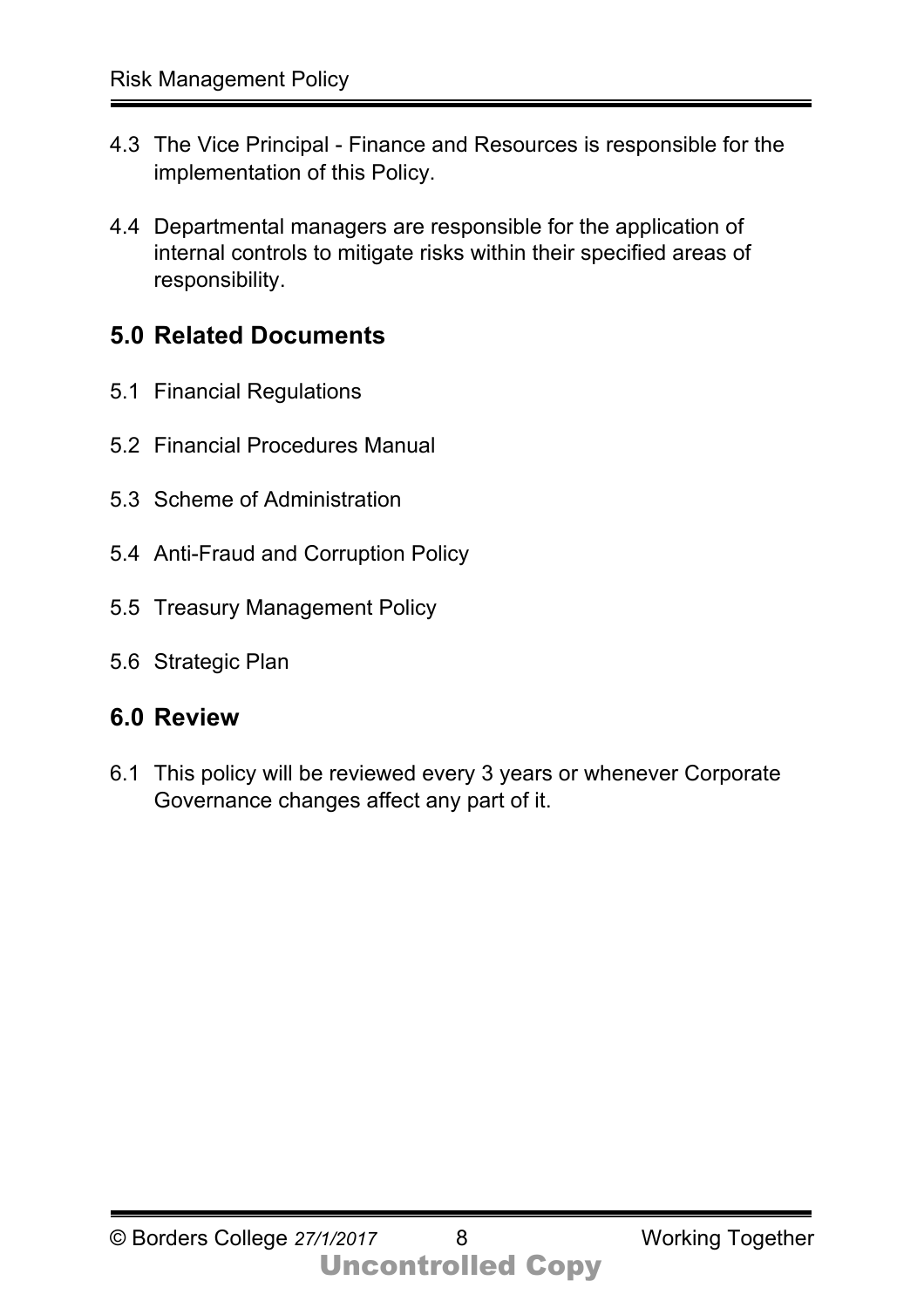4.3 The Vice Principal - Finance and Resources is responsible for the implementation of this Policy.

4.4 Departmental managers are responsible for the application of internal controls to mitigate risks within their specified areas of responsibility.

## 5.0 Related Documents

5.1 Financial Regulations

5.2 Financial Procedures Manual

5.3 Scheme of Administration

5.4 Anti-Fraud and Corruption Policy

5.5 Treasury Management Policy

5.6 Strategic Plan

## 6.0 Review

6.1 This policy will be reviewed every 3 years or whenever Corporate Governance changes affect any part of it.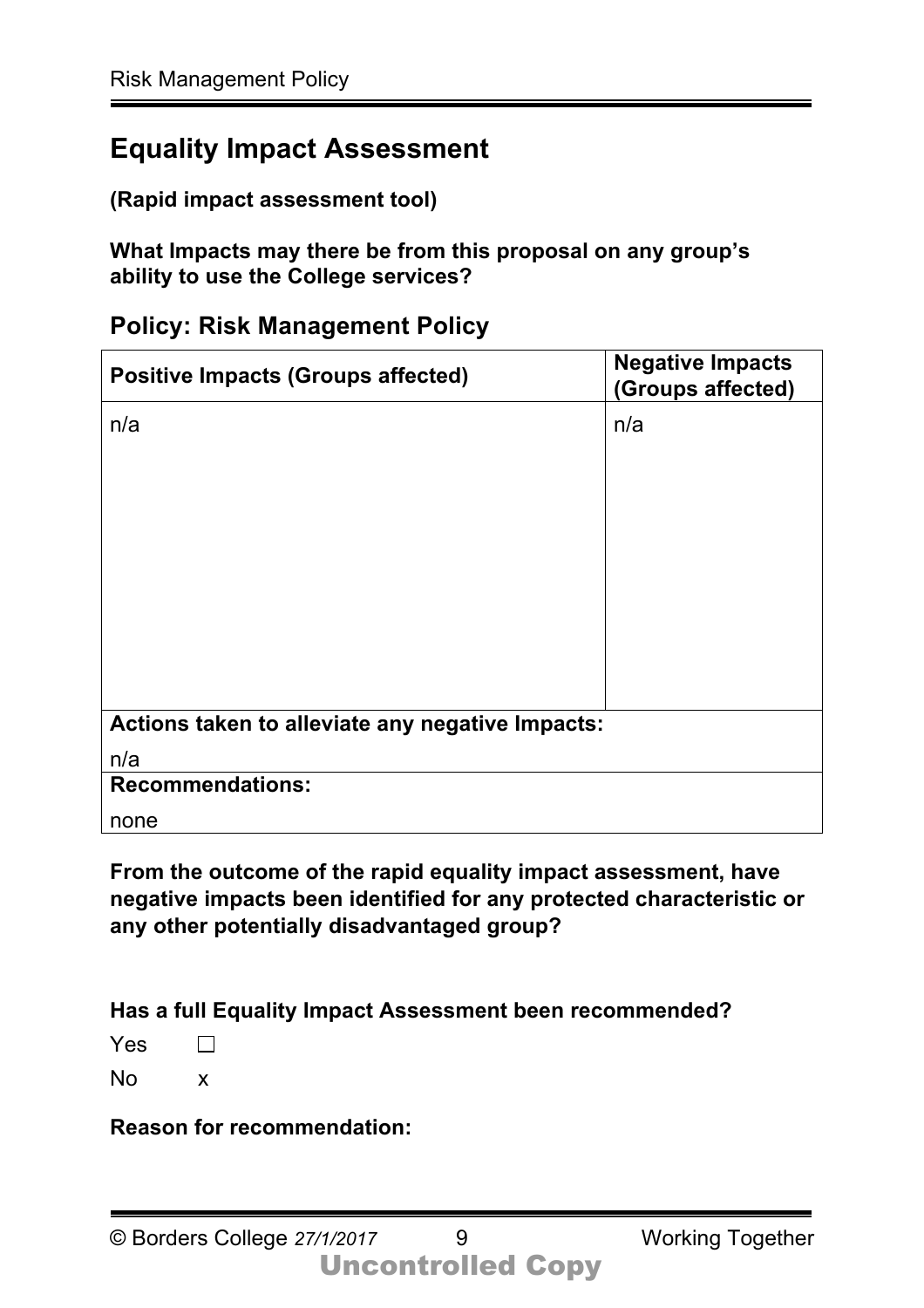## Equality Impact Assessment

**(Rapid impact assessment tool)**

**What Impacts may there be from this proposal on any group's ability to use the College services?**

### Policy: Risk Management Policy

| Positive Impacts (Groups affected) | Negative Impacts (Groups affected) |
|---|---|
| n/a | n/a |
| **Actions taken to alleviate any negative Impacts:**<br>n/a | |
| **Recommendations:**<br>none | |

**From the outcome of the rapid equality impact assessment, have negative impacts been identified for any protected characteristic or any other potentially disadvantaged group?**

**Has a full Equality Impact Assessment been recommended?**

Yes ☐

No x

**Reason for recommendation:**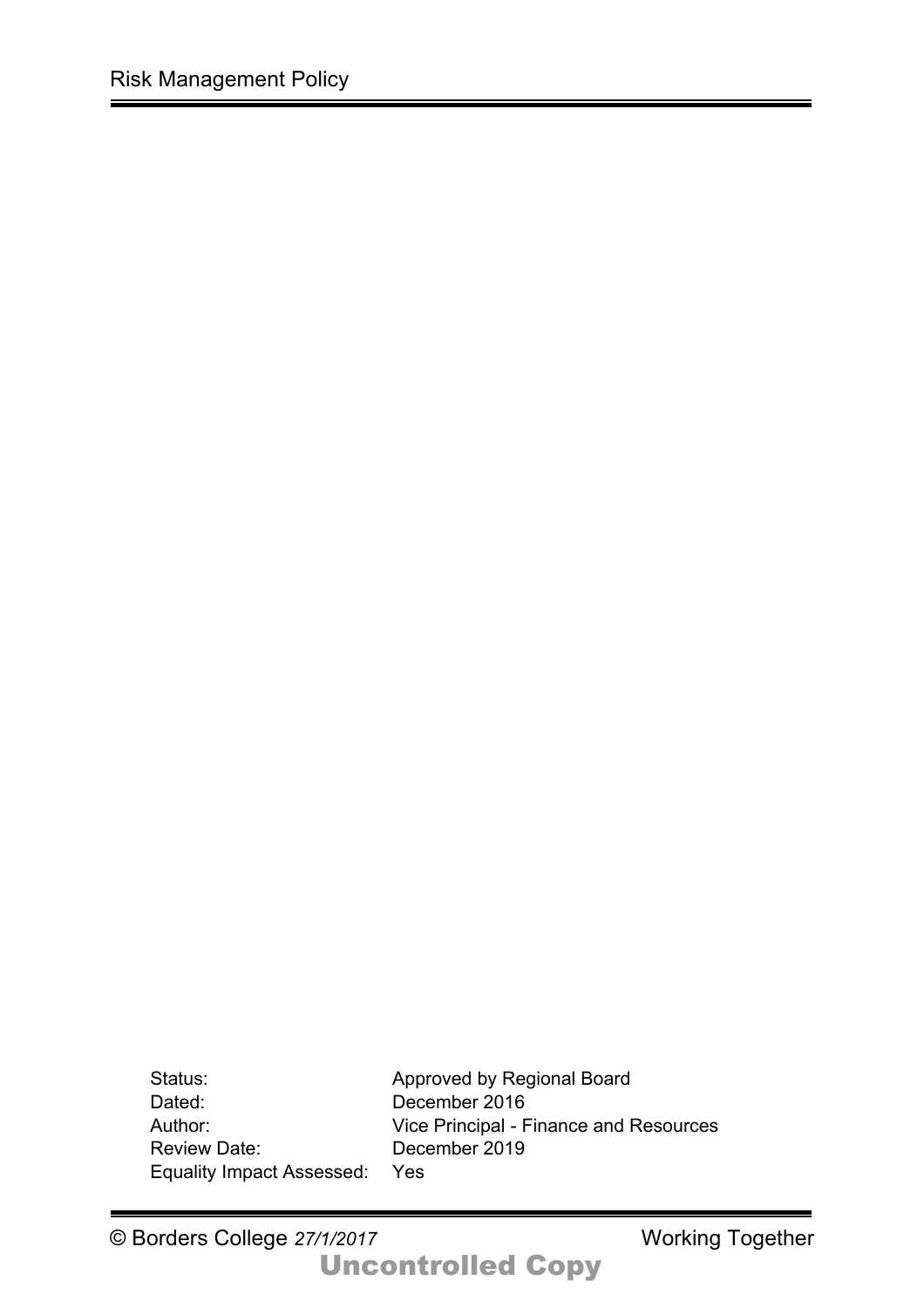| | |
|---|---|
| Status: | Approved by Regional Board |
| Dated: | December 2016 |
| Author: | Vice Principal - Finance and Resources |
| Review Date: | December 2019 |
| Equality Impact Assessed: | Yes |